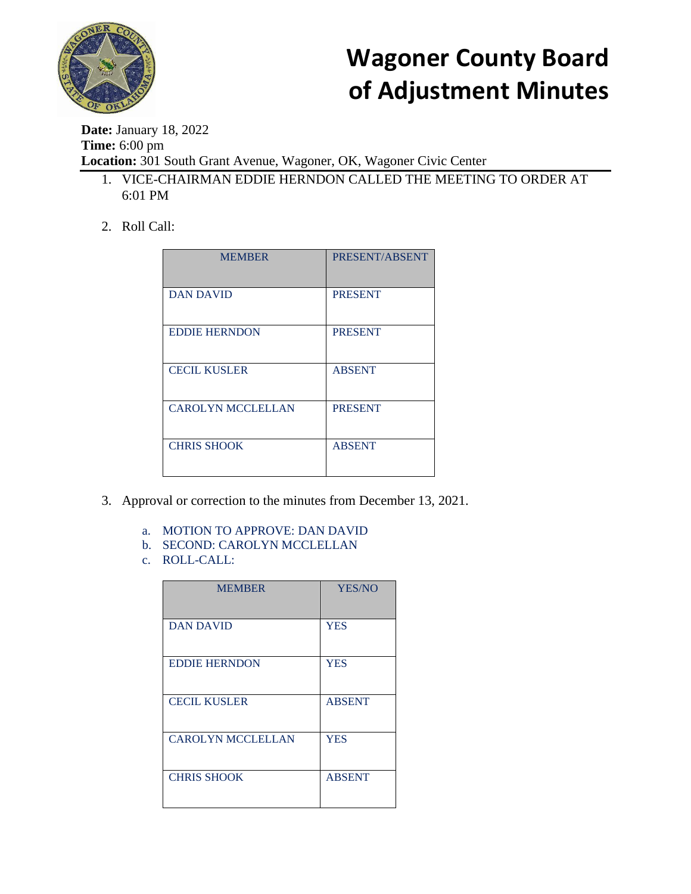# Wagoner County Board of Adjustment Minutes

**Date:** January 18, 2022
**Time:** 6:00 pm
**Location:** 301 South Grant Avenue, Wagoner, OK, Wagoner Civic Center

1. VICE-CHAIRMAN EDDIE HERNDON CALLED THE MEETING TO ORDER AT 6:01 PM

2. Roll Call:

| MEMBER | PRESENT/ABSENT |
|---|---|
| DAN DAVID | PRESENT |
| EDDIE HERNDON | PRESENT |
| CECIL KUSLER | ABSENT |
| CAROLYN MCCLELLAN | PRESENT |
| CHRIS SHOOK | ABSENT |

3. Approval or correction to the minutes from December 13, 2021.

   a. MOTION TO APPROVE: DAN DAVID
   b. SECOND: CAROLYN MCCLELLAN
   c. ROLL-CALL:

| MEMBER | YES/NO |
|---|---|
| DAN DAVID | YES |
| EDDIE HERNDON | YES |
| CECIL KUSLER | ABSENT |
| CAROLYN MCCLELLAN | YES |
| CHRIS SHOOK | ABSENT |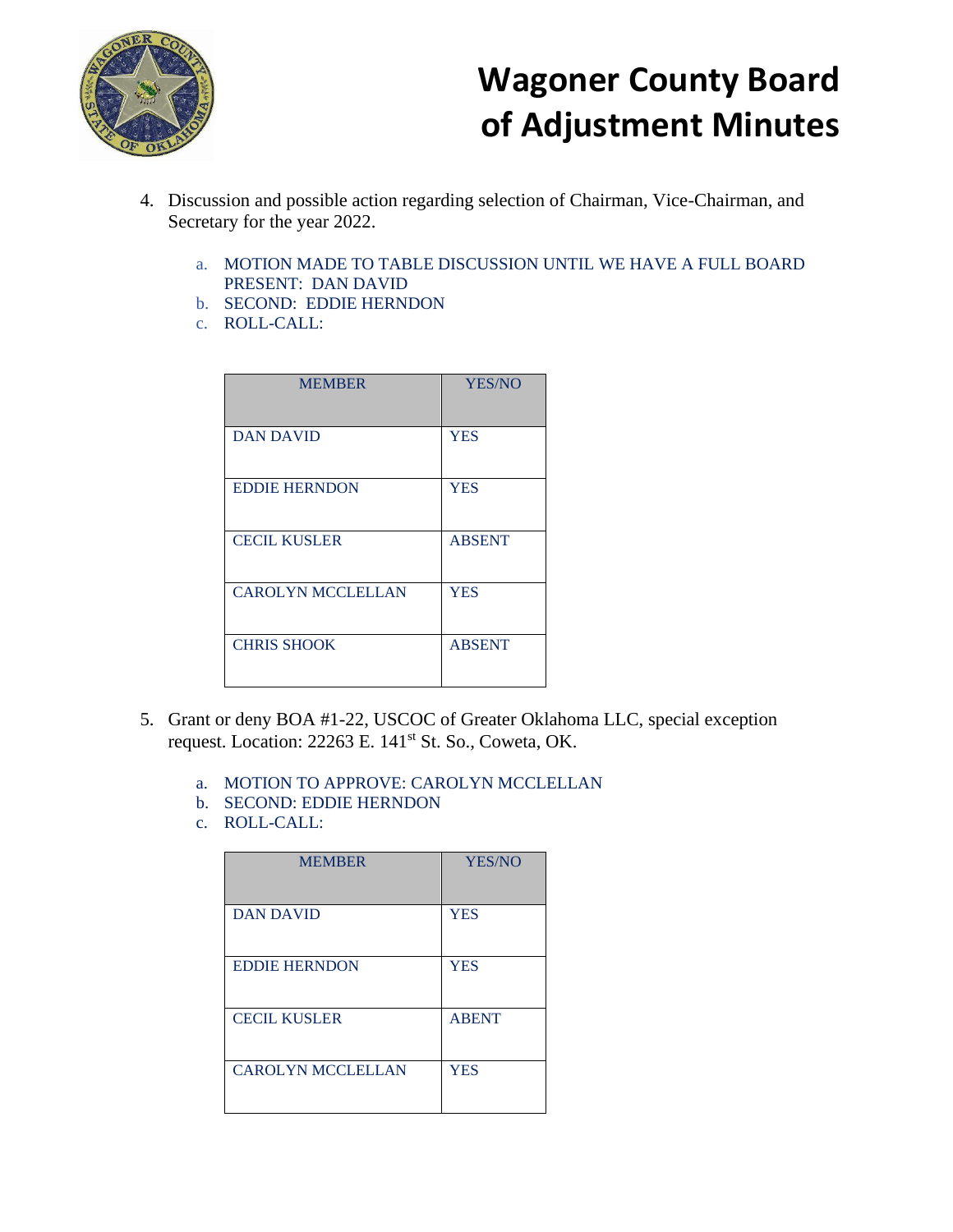# Wagoner County Board of Adjustment Minutes

4. Discussion and possible action regarding selection of Chairman, Vice-Chairman, and Secretary for the year 2022.

   a. MOTION MADE TO TABLE DISCUSSION UNTIL WE HAVE A FULL BOARD PRESENT: DAN DAVID
   b. SECOND: EDDIE HERNDON
   c. ROLL-CALL:

| MEMBER | YES/NO |
|---|---|
| DAN DAVID | YES |
| EDDIE HERNDON | YES |
| CECIL KUSLER | ABSENT |
| CAROLYN MCCLELLAN | YES |
| CHRIS SHOOK | ABSENT |

5. Grant or deny BOA #1-22, USCOC of Greater Oklahoma LLC, special exception request. Location: 22263 E. 141st St. So., Coweta, OK.

   a. MOTION TO APPROVE: CAROLYN MCCLELLAN
   b. SECOND: EDDIE HERNDON
   c. ROLL-CALL:

| MEMBER | YES/NO |
|---|---|
| DAN DAVID | YES |
| EDDIE HERNDON | YES |
| CECIL KUSLER | ABENT |
| CAROLYN MCCLELLAN | YES |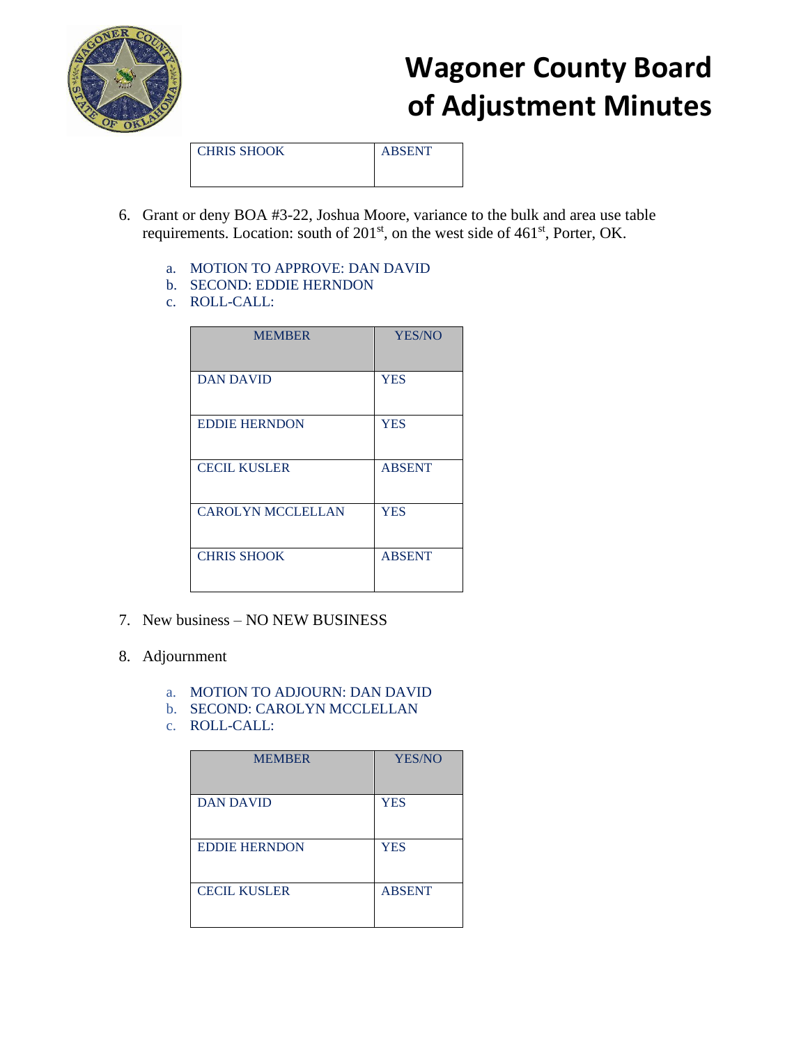| CHRIS SHOOK | ABSENT |
|---|---|

6. Grant or deny BOA #3-22, Joshua Moore, variance to the bulk and area use table requirements. Location: south of 201st, on the west side of 461st, Porter, OK.

   a. MOTION TO APPROVE: DAN DAVID
   b. SECOND: EDDIE HERNDON
   c. ROLL-CALL:

| MEMBER | YES/NO |
|---|---|
| DAN DAVID | YES |
| EDDIE HERNDON | YES |
| CECIL KUSLER | ABSENT |
| CAROLYN MCCLELLAN | YES |
| CHRIS SHOOK | ABSENT |

7. New business – NO NEW BUSINESS

8. Adjournment

   a. MOTION TO ADJOURN: DAN DAVID
   b. SECOND: CAROLYN MCCLELLAN
   c. ROLL-CALL:

| MEMBER | YES/NO |
|---|---|
| DAN DAVID | YES |
| EDDIE HERNDON | YES |
| CECIL KUSLER | ABSENT |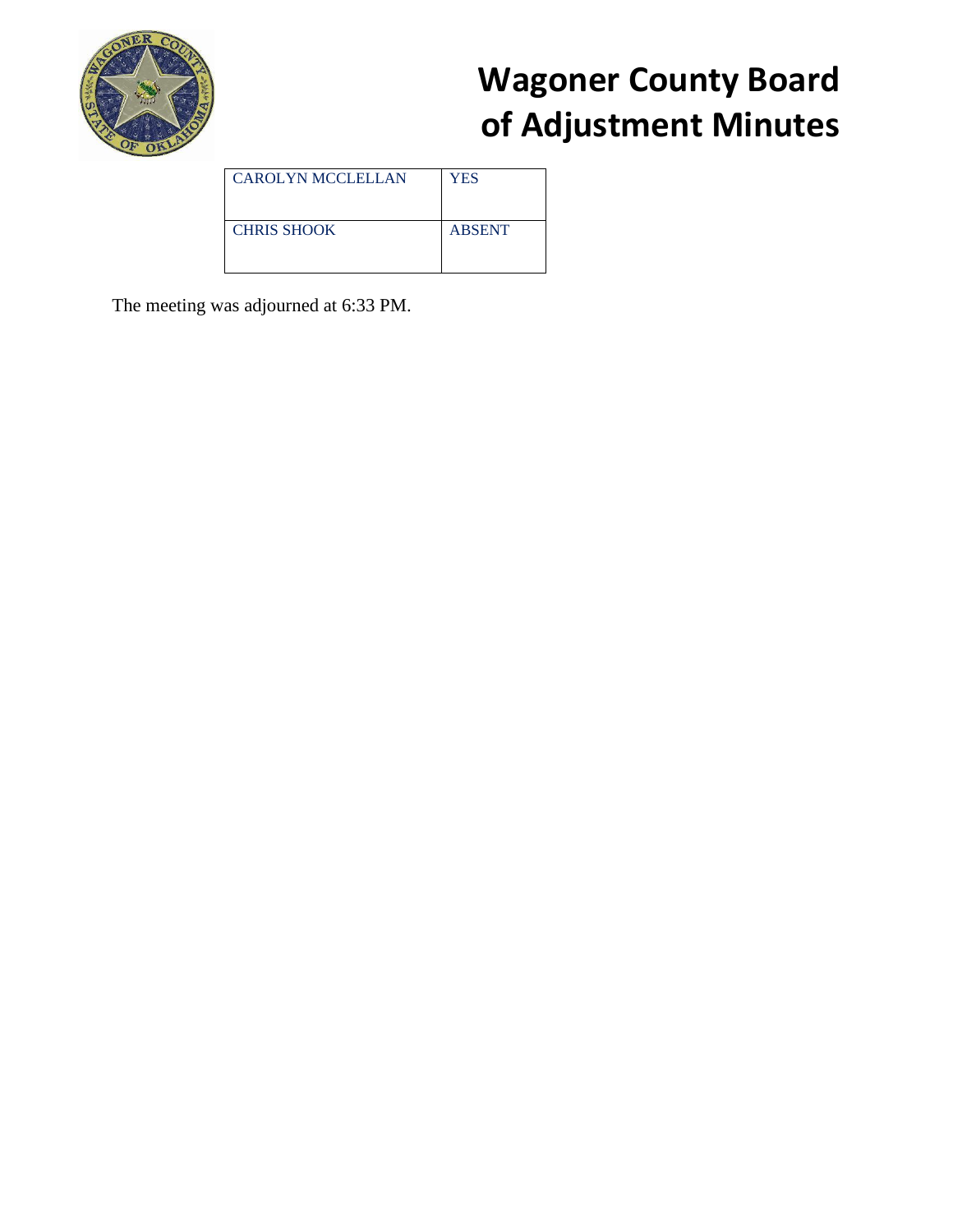# Wagoner County Board of Adjustment Minutes

| | |
|---|---|
| CAROLYN MCCLELLAN | YES |
| CHRIS SHOOK | ABSENT |

The meeting was adjourned at 6:33 PM.